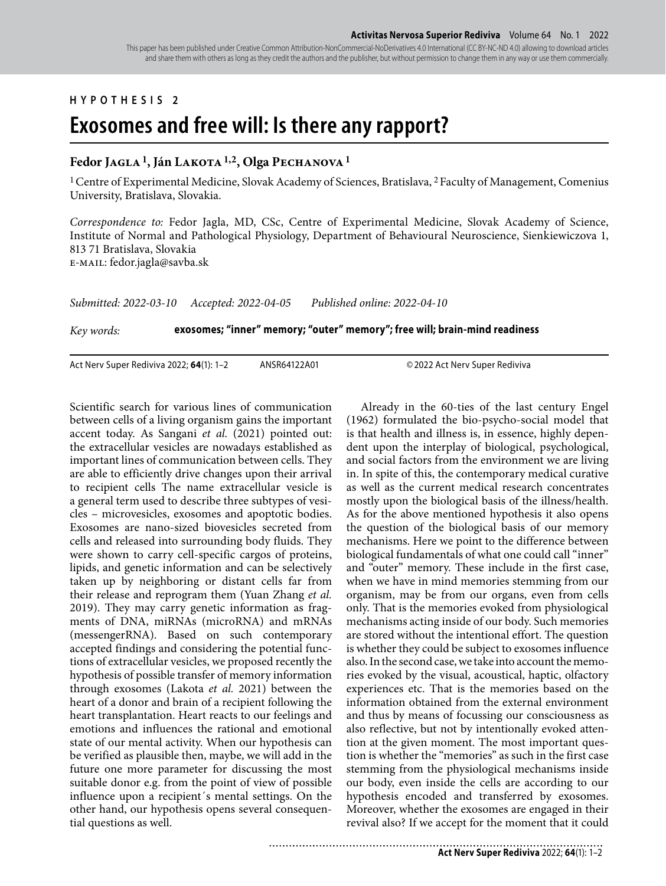HYPOTHESIS 2

# Exosomes and free will: Is there any rapport?

**Fedor Jagla [1], Ján Lakota [1,2], Olga Pechanova [1]**

[1] Centre of Experimental Medicine, Slovak Academy of Sciences, Bratislava, [2] Faculty of Management, Comenius University, Bratislava, Slovakia.

*Correspondence to:* Fedor Jagla, MD, CSc, Centre of Experimental Medicine, Slovak Academy of Science, Institute of Normal and Pathological Physiology, Department of Behavioural Neuroscience, Sienkiewiczova 1, 813 71 Bratislava, Slovakia
E-MAIL: fedor.jagla@savba.sk

*Submitted: 2022-03-10* *Accepted: 2022-04-05* *Published online: 2022-04-10*

*Key words:* **exosomes; "inner" memory; "outer" memory"; free will; brain-mind readiness**

Act Nerv Super Rediviva 2022; **64**(1): 1–2 ANSR64122A01 © 2022 Act Nerv Super Rediviva

Scientific search for various lines of communication between cells of a living organism gains the important accent today. As Sangani *et al.* (2021) pointed out: the extracellular vesicles are nowadays established as important lines of communication between cells. They are able to efficiently drive changes upon their arrival to recipient cells The name extracellular vesicle is a general term used to describe three subtypes of vesicles – microvesicles, exosomes and apoptotic bodies. Exosomes are nano-sized biovesicles secreted from cells and released into surrounding body fluids. They were shown to carry cell-specific cargos of proteins, lipids, and genetic information and can be selectively taken up by neighboring or distant cells far from their release and reprogram them (Yuan Zhang *et al.* 2019). They may carry genetic information as fragments of DNA, miRNAs (microRNA) and mRNAs (messengerRNA). Based on such contemporary accepted findings and considering the potential functions of extracellular vesicles, we proposed recently the hypothesis of possible transfer of memory information through exosomes (Lakota *et al.* 2021) between the heart of a donor and brain of a recipient following the heart transplantation. Heart reacts to our feelings and emotions and influences the rational and emotional state of our mental activity. When our hypothesis can be verified as plausible then, maybe, we will add in the future one more parameter for discussing the most suitable donor e.g. from the point of view of possible influence upon a recipient´s mental settings. On the other hand, our hypothesis opens several consequential questions as well.

Already in the 60-ties of the last century Engel (1962) formulated the bio-psycho-social model that is that health and illness is, in essence, highly dependent upon the interplay of biological, psychological, and social factors from the environment we are living in. In spite of this, the contemporary medical curative as well as the current medical research concentrates mostly upon the biological basis of the illness/health. As for the above mentioned hypothesis it also opens the question of the biological basis of our memory mechanisms. Here we point to the difference between biological fundamentals of what one could call "inner" and "outer" memory. These include in the first case, when we have in mind memories stemming from our organism, may be from our organs, even from cells only. That is the memories evoked from physiological mechanisms acting inside of our body. Such memories are stored without the intentional effort. The question is whether they could be subject to exosomes influence also. In the second case, we take into account the memories evoked by the visual, acoustical, haptic, olfactory experiences etc. That is the memories based on the information obtained from the external environment and thus by means of focussing our consciousness as also reflective, but not by intentionally evoked attention at the given moment. The most important question is whether the "memories" as such in the first case stemming from the physiological mechanisms inside our body, even inside the cells are according to our hypothesis encoded and transferred by exosomes. Moreover, whether the exosomes are engaged in their revival also? If we accept for the moment that it could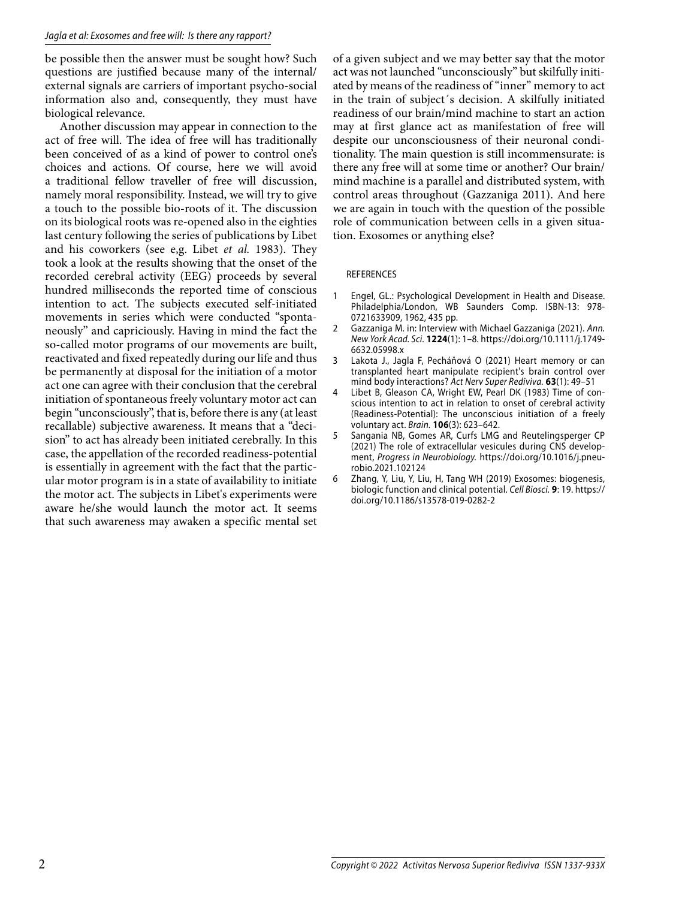be possible then the answer must be sought how? Such questions are justified because many of the internal/external signals are carriers of important psycho-social information also and, consequently, they must have biological relevance.

Another discussion may appear in connection to the act of free will. The idea of free will has traditionally been conceived of as a kind of power to control one's choices and actions. Of course, here we will avoid a traditional fellow traveller of free will discussion, namely moral responsibility. Instead, we will try to give a touch to the possible bio-roots of it. The discussion on its biological roots was re-opened also in the eighties last century following the series of publications by Libet and his coworkers (see e,g. Libet *et al.* 1983). They took a look at the results showing that the onset of the recorded cerebral activity (EEG) proceeds by several hundred milliseconds the reported time of conscious intention to act. The subjects executed self-initiated movements in series which were conducted "spontaneously" and capriciously. Having in mind the fact the so-called motor programs of our movements are built, reactivated and fixed repeatedly during our life and thus be permanently at disposal for the initiation of a motor act one can agree with their conclusion that the cerebral initiation of spontaneous freely voluntary motor act can begin "unconsciously", that is, before there is any (at least recallable) subjective awareness. It means that a "decision" to act has already been initiated cerebrally. In this case, the appellation of the recorded readiness-potential is essentially in agreement with the fact that the particular motor program is in a state of availability to initiate the motor act. The subjects in Libet's experiments were aware he/she would launch the motor act. It seems that such awareness may awaken a specific mental set of a given subject and we may better say that the motor act was not launched "unconsciously" but skilfully initiated by means of the readiness of "inner" memory to act in the train of subject´s decision. A skilfully initiated readiness of our brain/mind machine to start an action may at first glance act as manifestation of free will despite our unconsciousness of their neuronal conditionality. The main question is still incommensurate: is there any free will at some time or another? Our brain/mind machine is a parallel and distributed system, with control areas throughout (Gazzaniga 2011). And here we are again in touch with the question of the possible role of communication between cells in a given situation. Exosomes or anything else?

REFERENCES

1. Engel, GL.: Psychological Development in Health and Disease. Philadelphia/London, WB Saunders Comp. ISBN-13: 978-0721633909, 1962, 435 pp.
2. Gazzaniga M. in: Interview with Michael Gazzaniga (2021). *Ann. New York Acad. Sci.* **1224**(1): 1–8. https://doi.org/10.1111/j.1749-6632.05998.x
3. Lakota J., Jagla F, Pecháňová O (2021) Heart memory or can transplanted heart manipulate recipient's brain control over mind body interactions? *Act Nerv Super Rediviva.* **63**(1): 49–51
4. Libet B, Gleason CA, Wright EW, Pearl DK (1983) Time of conscious intention to act in relation to onset of cerebral activity (Readiness-Potential): The unconscious initiation of a freely voluntary act. *Brain.* **106**(3): 623–642.
5. Sangania NB, Gomes AR, Curfs LMG and Reutelingsperger CP (2021) The role of extracellular vesicules during CNS development, *Progress in Neurobiology.* https://doi.org/10.1016/j.pneurobio.2021.102124
6. Zhang, Y, Liu, Y, Liu, H, Tang WH (2019) Exosomes: biogenesis, biologic function and clinical potential. *Cell Biosci.* **9**: 19. https://doi.org/10.1186/s13578-019-0282-2